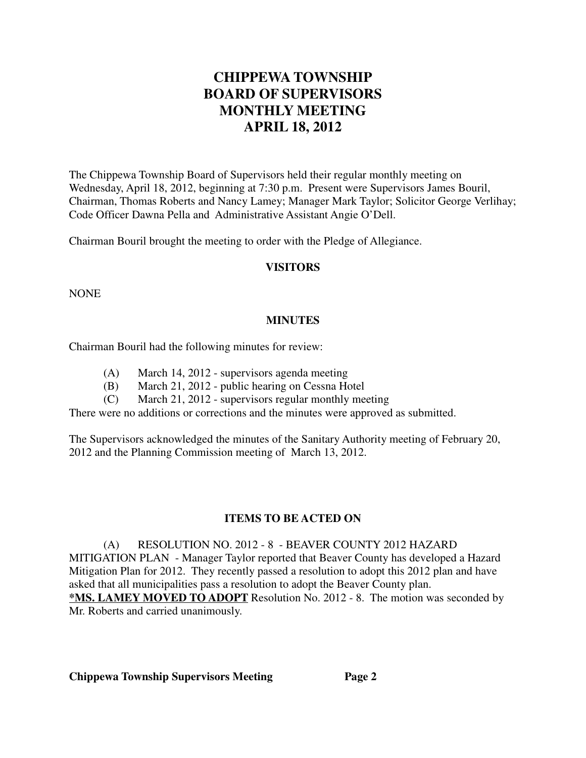# CHIPPEWA TOWNSHIP
# BOARD OF SUPERVISORS
# MONTHLY MEETING
# APRIL 18, 2012

The Chippewa Township Board of Supervisors held their regular monthly meeting on Wednesday, April 18, 2012, beginning at 7:30 p.m. Present were Supervisors James Bouril, Chairman, Thomas Roberts and Nancy Lamey; Manager Mark Taylor; Solicitor George Verlihay; Code Officer Dawna Pella and Administrative Assistant Angie O'Dell.

Chairman Bouril brought the meeting to order with the Pledge of Allegiance.

## VISITORS

NONE

## MINUTES

Chairman Bouril had the following minutes for review:

- (A) March 14, 2012 - supervisors agenda meeting
- (B) March 21, 2012 - public hearing on Cessna Hotel
- (C) March 21, 2012 - supervisors regular monthly meeting

There were no additions or corrections and the minutes were approved as submitted.

The Supervisors acknowledged the minutes of the Sanitary Authority meeting of February 20, 2012 and the Planning Commission meeting of March 13, 2012.

## ITEMS TO BE ACTED ON

(A) RESOLUTION NO. 2012 - 8 - BEAVER COUNTY 2012 HAZARD MITIGATION PLAN - Manager Taylor reported that Beaver County has developed a Hazard Mitigation Plan for 2012. They recently passed a resolution to adopt this 2012 plan and have asked that all municipalities pass a resolution to adopt the Beaver County plan.
**\*MS. LAMEY MOVED TO ADOPT** Resolution No. 2012 - 8. The motion was seconded by Mr. Roberts and carried unanimously.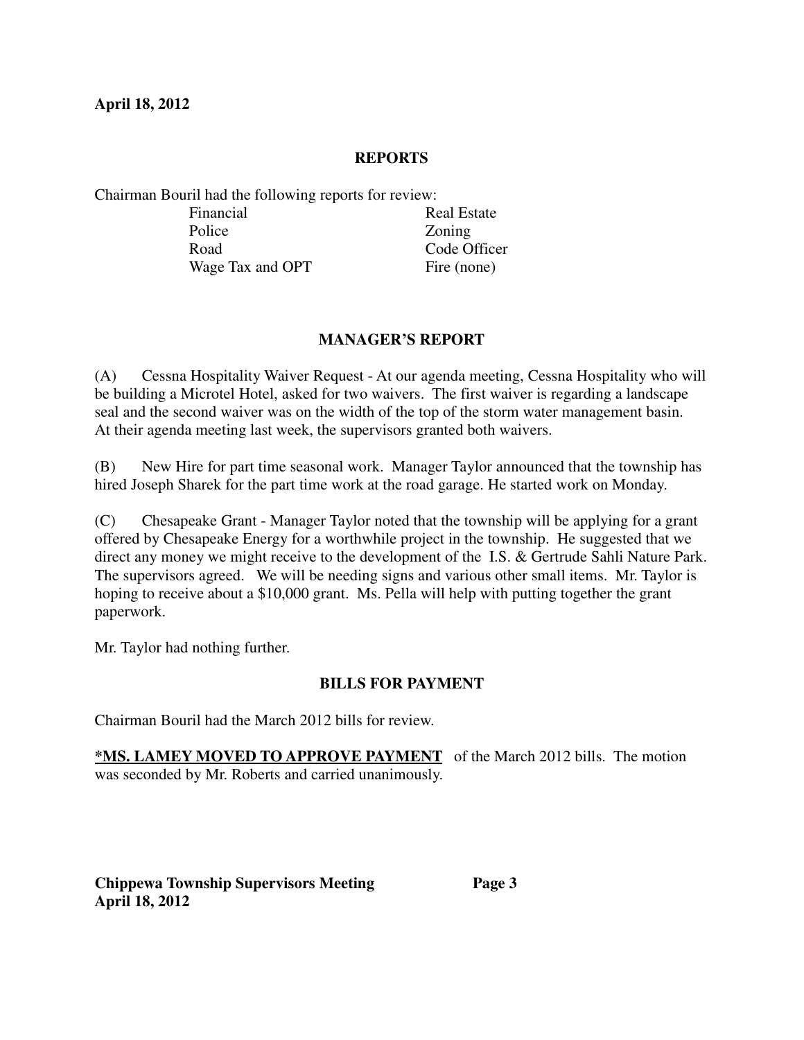April 18, 2012

## REPORTS

Chairman Bouril had the following reports for review:

| | |
|---|---|
| Financial | Real Estate |
| Police | Zoning |
| Road | Code Officer |
| Wage Tax and OPT | Fire (none) |

## MANAGER'S REPORT

(A) Cessna Hospitality Waiver Request - At our agenda meeting, Cessna Hospitality who will be building a Microtel Hotel, asked for two waivers. The first waiver is regarding a landscape seal and the second waiver was on the width of the top of the storm water management basin. At their agenda meeting last week, the supervisors granted both waivers.

(B) New Hire for part time seasonal work. Manager Taylor announced that the township has hired Joseph Sharek for the part time work at the road garage. He started work on Monday.

(C) Chesapeake Grant - Manager Taylor noted that the township will be applying for a grant offered by Chesapeake Energy for a worthwhile project in the township. He suggested that we direct any money we might receive to the development of the I.S. & Gertrude Sahli Nature Park. The supervisors agreed. We will be needing signs and various other small items. Mr. Taylor is hoping to receive about a $10,000 grant. Ms. Pella will help with putting together the grant paperwork.

Mr. Taylor had nothing further.

## BILLS FOR PAYMENT

Chairman Bouril had the March 2012 bills for review.

**<u>*MS. LAMEY MOVED TO APPROVE PAYMENT</u>** of the March 2012 bills. The motion was seconded by Mr. Roberts and carried unanimously.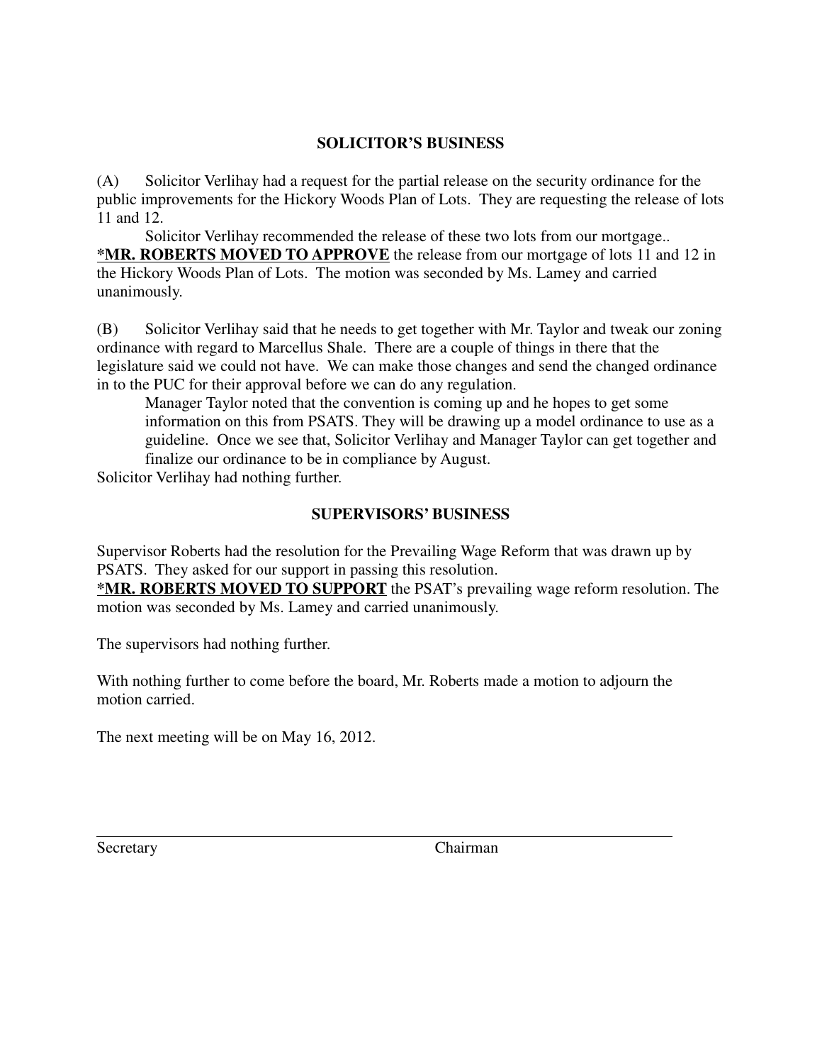## SOLICITOR'S BUSINESS

(A) Solicitor Verlihay had a request for the partial release on the security ordinance for the public improvements for the Hickory Woods Plan of Lots. They are requesting the release of lots 11 and 12.

Solicitor Verlihay recommended the release of these two lots from our mortgage..

**<u>*MR. ROBERTS MOVED TO APPROVE</u>** the release from our mortgage of lots 11 and 12 in the Hickory Woods Plan of Lots. The motion was seconded by Ms. Lamey and carried unanimously.

(B) Solicitor Verlihay said that he needs to get together with Mr. Taylor and tweak our zoning ordinance with regard to Marcellus Shale. There are a couple of things in there that the legislature said we could not have. We can make those changes and send the changed ordinance in to the PUC for their approval before we can do any regulation.

> Manager Taylor noted that the convention is coming up and he hopes to get some information on this from PSATS. They will be drawing up a model ordinance to use as a guideline. Once we see that, Solicitor Verlihay and Manager Taylor can get together and finalize our ordinance to be in compliance by August.

Solicitor Verlihay had nothing further.

## SUPERVISORS' BUSINESS

Supervisor Roberts had the resolution for the Prevailing Wage Reform that was drawn up by PSATS. They asked for our support in passing this resolution.

**<u>*MR. ROBERTS MOVED TO SUPPORT</u>** the PSAT's prevailing wage reform resolution. The motion was seconded by Ms. Lamey and carried unanimously.

The supervisors had nothing further.

With nothing further to come before the board, Mr. Roberts made a motion to adjourn the motion carried.

The next meeting will be on May 16, 2012.

Secretary Chairman